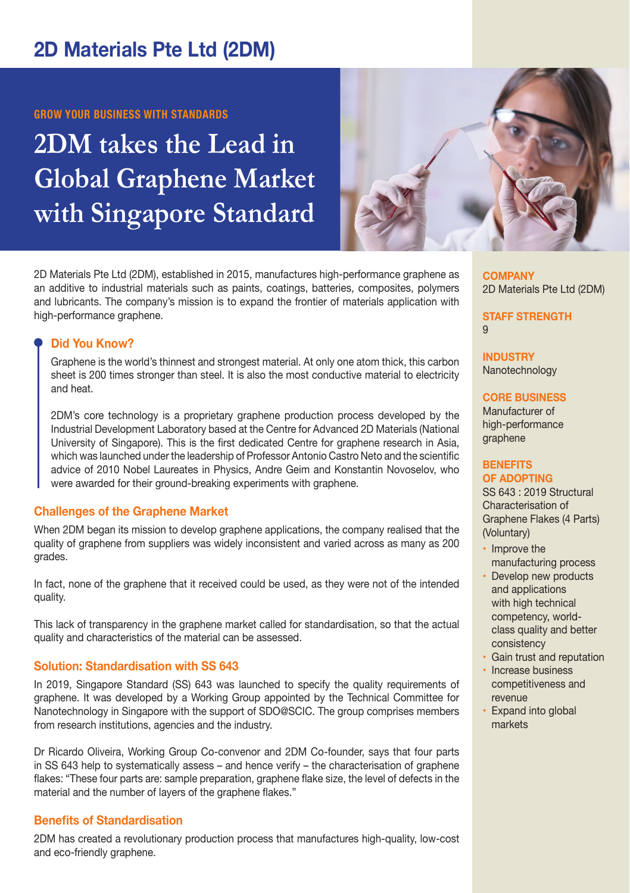# 2D Materials Pte Ltd (2DM)

**GROW YOUR BUSINESS WITH STANDARDS**

## 2DM takes the Lead in Global Graphene Market with Singapore Standard

2D Materials Pte Ltd (2DM), established in 2015, manufactures high-performance graphene as an additive to industrial materials such as paints, coatings, batteries, composites, polymers and lubricants. The company's mission is to expand the frontier of materials application with high-performance graphene.

### Did You Know?

Graphene is the world's thinnest and strongest material. At only one atom thick, this carbon sheet is 200 times stronger than steel. It is also the most conductive material to electricity and heat.

2DM's core technology is a proprietary graphene production process developed by the Industrial Development Laboratory based at the Centre for Advanced 2D Materials (National University of Singapore). This is the first dedicated Centre for graphene research in Asia, which was launched under the leadership of Professor Antonio Castro Neto and the scientific advice of 2010 Nobel Laureates in Physics, Andre Geim and Konstantin Novoselov, who were awarded for their ground-breaking experiments with graphene.

### Challenges of the Graphene Market

When 2DM began its mission to develop graphene applications, the company realised that the quality of graphene from suppliers was widely inconsistent and varied across as many as 200 grades.

In fact, none of the graphene that it received could be used, as they were not of the intended quality.

This lack of transparency in the graphene market called for standardisation, so that the actual quality and characteristics of the material can be assessed.

### Solution: Standardisation with SS 643

In 2019, Singapore Standard (SS) 643 was launched to specify the quality requirements of graphene. It was developed by a Working Group appointed by the Technical Committee for Nanotechnology in Singapore with the support of SDO@SCIC. The group comprises members from research institutions, agencies and the industry.

Dr Ricardo Oliveira, Working Group Co-convenor and 2DM Co-founder, says that four parts in SS 643 help to systematically assess – and hence verify – the characterisation of graphene flakes: "These four parts are: sample preparation, graphene flake size, the level of defects in the material and the number of layers of the graphene flakes."

### Benefits of Standardisation

2DM has created a revolutionary production process that manufactures high-quality, low-cost and eco-friendly graphene.

**COMPANY**
2D Materials Pte Ltd (2DM)

**STAFF STRENGTH**
9

**INDUSTRY**
Nanotechnology

**CORE BUSINESS**
Manufacturer of high-performance graphene

**BENEFITS OF ADOPTING**
SS 643 : 2019 Structural Characterisation of Graphene Flakes (4 Parts) (Voluntary)

- Improve the manufacturing process
- Develop new products and applications with high technical competency, world-class quality and better consistency
- Gain trust and reputation
- Increase business competitiveness and revenue
- Expand into global markets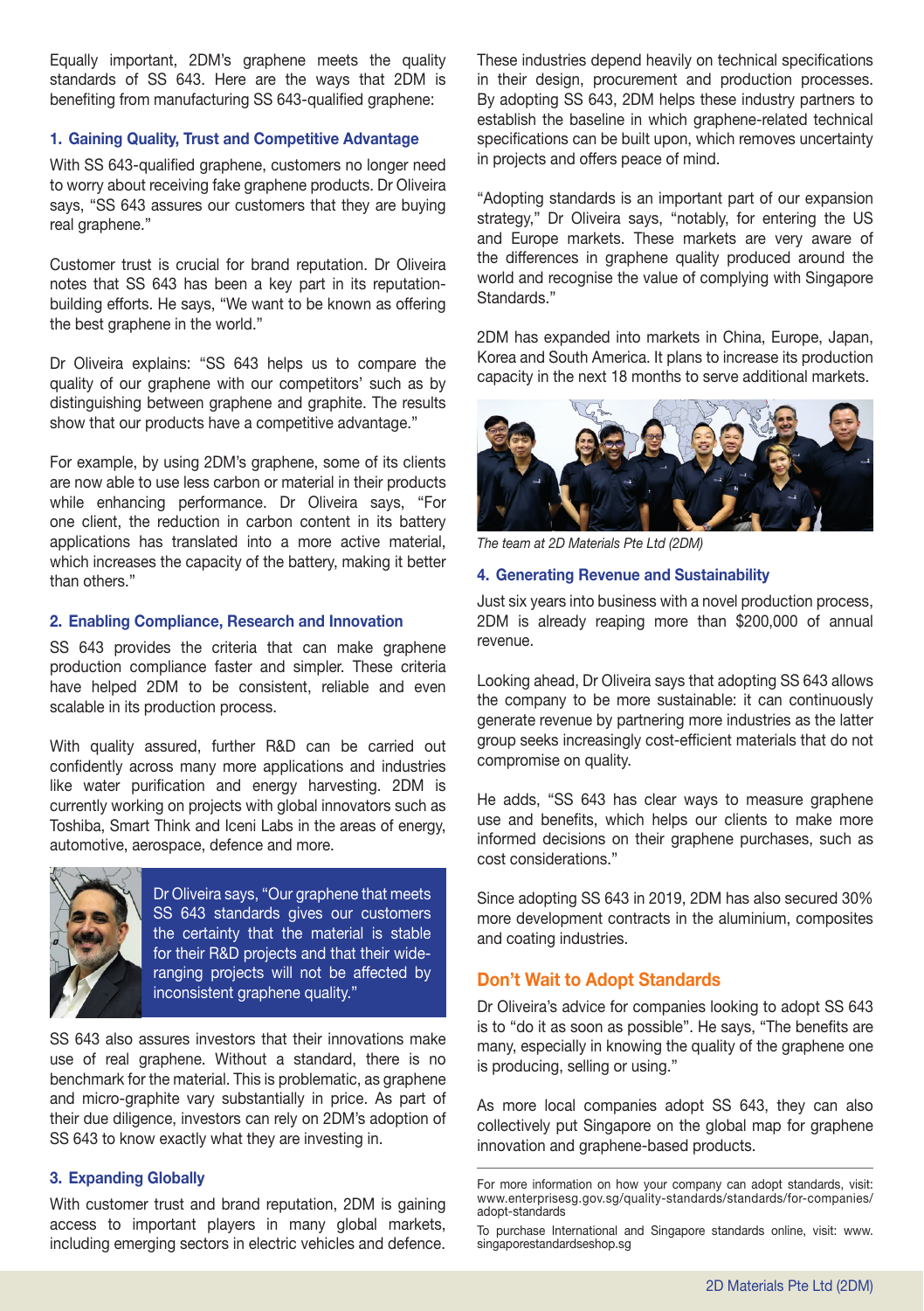Equally important, 2DM's graphene meets the quality standards of SS 643. Here are the ways that 2DM is benefiting from manufacturing SS 643-qualified graphene:

### 1. Gaining Quality, Trust and Competitive Advantage

With SS 643-qualified graphene, customers no longer need to worry about receiving fake graphene products. Dr Oliveira says, "SS 643 assures our customers that they are buying real graphene."

Customer trust is crucial for brand reputation. Dr Oliveira notes that SS 643 has been a key part in its reputation-building efforts. He says, "We want to be known as offering the best graphene in the world."

Dr Oliveira explains: "SS 643 helps us to compare the quality of our graphene with our competitors' such as by distinguishing between graphene and graphite. The results show that our products have a competitive advantage."

For example, by using 2DM's graphene, some of its clients are now able to use less carbon or material in their products while enhancing performance. Dr Oliveira says, "For one client, the reduction in carbon content in its battery applications has translated into a more active material, which increases the capacity of the battery, making it better than others."

### 2. Enabling Compliance, Research and Innovation

SS 643 provides the criteria that can make graphene production compliance faster and simpler. These criteria have helped 2DM to be consistent, reliable and even scalable in its production process.

With quality assured, further R&D can be carried out confidently across many more applications and industries like water purification and energy harvesting. 2DM is currently working on projects with global innovators such as Toshiba, Smart Think and Iceni Labs in the areas of energy, automotive, aerospace, defence and more.

Dr Oliveira says, "Our graphene that meets SS 643 standards gives our customers the certainty that the material is stable for their R&D projects and that their wide-ranging projects will not be affected by inconsistent graphene quality."

SS 643 also assures investors that their innovations make use of real graphene. Without a standard, there is no benchmark for the material. This is problematic, as graphene and micro-graphite vary substantially in price. As part of their due diligence, investors can rely on 2DM's adoption of SS 643 to know exactly what they are investing in.

### 3. Expanding Globally

With customer trust and brand reputation, 2DM is gaining access to important players in many global markets, including emerging sectors in electric vehicles and defence. These industries depend heavily on technical specifications in their design, procurement and production processes. By adopting SS 643, 2DM helps these industry partners to establish the baseline in which graphene-related technical specifications can be built upon, which removes uncertainty in projects and offers peace of mind.

"Adopting standards is an important part of our expansion strategy," Dr Oliveira says, "notably, for entering the US and Europe markets. These markets are very aware of the differences in graphene quality produced around the world and recognise the value of complying with Singapore Standards."

2DM has expanded into markets in China, Europe, Japan, Korea and South America. It plans to increase its production capacity in the next 18 months to serve additional markets.

*The team at 2D Materials Pte Ltd (2DM)*

### 4. Generating Revenue and Sustainability

Just six years into business with a novel production process, 2DM is already reaping more than $200,000 of annual revenue.

Looking ahead, Dr Oliveira says that adopting SS 643 allows the company to be more sustainable: it can continuously generate revenue by partnering more industries as the latter group seeks increasingly cost-efficient materials that do not compromise on quality.

He adds, "SS 643 has clear ways to measure graphene use and benefits, which helps our clients to make more informed decisions on their graphene purchases, such as cost considerations."

Since adopting SS 643 in 2019, 2DM has also secured 30% more development contracts in the aluminium, composites and coating industries.

## Don't Wait to Adopt Standards

Dr Oliveira's advice for companies looking to adopt SS 643 is to "do it as soon as possible". He says, "The benefits are many, especially in knowing the quality of the graphene one is producing, selling or using."

As more local companies adopt SS 643, they can also collectively put Singapore on the global map for graphene innovation and graphene-based products.

---

For more information on how your company can adopt standards, visit: www.enterprisesg.gov.sg/quality-standards/standards/for-companies/adopt-standards

To purchase International and Singapore standards online, visit: www.singaporestandardseshop.sg